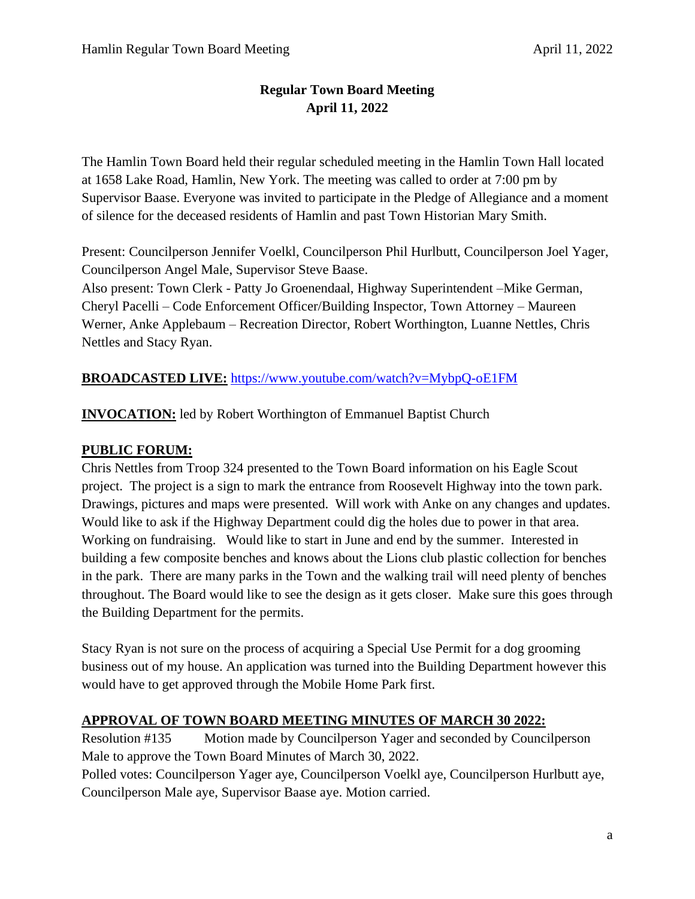# Regular Town Board Meeting
## April 11, 2022

The Hamlin Town Board held their regular scheduled meeting in the Hamlin Town Hall located at 1658 Lake Road, Hamlin, New York. The meeting was called to order at 7:00 pm by Supervisor Baase. Everyone was invited to participate in the Pledge of Allegiance and a moment of silence for the deceased residents of Hamlin and past Town Historian Mary Smith.

Present: Councilperson Jennifer Voelkl, Councilperson Phil Hurlbutt, Councilperson Joel Yager, Councilperson Angel Male, Supervisor Steve Baase.
Also present: Town Clerk - Patty Jo Groenendaal, Highway Superintendent –Mike German, Cheryl Pacelli – Code Enforcement Officer/Building Inspector, Town Attorney – Maureen Werner, Anke Applebaum – Recreation Director, Robert Worthington, Luanne Nettles, Chris Nettles and Stacy Ryan.

**BROADCASTED LIVE:** https://www.youtube.com/watch?v=MybpQ-oE1FM

**INVOCATION:** led by Robert Worthington of Emmanuel Baptist Church

**PUBLIC FORUM:**

Chris Nettles from Troop 324 presented to the Town Board information on his Eagle Scout project. The project is a sign to mark the entrance from Roosevelt Highway into the town park. Drawings, pictures and maps were presented. Will work with Anke on any changes and updates. Would like to ask if the Highway Department could dig the holes due to power in that area. Working on fundraising. Would like to start in June and end by the summer. Interested in building a few composite benches and knows about the Lions club plastic collection for benches in the park. There are many parks in the Town and the walking trail will need plenty of benches throughout. The Board would like to see the design as it gets closer. Make sure this goes through the Building Department for the permits.

Stacy Ryan is not sure on the process of acquiring a Special Use Permit for a dog grooming business out of my house. An application was turned into the Building Department however this would have to get approved through the Mobile Home Park first.

**APPROVAL OF TOWN BOARD MEETING MINUTES OF MARCH 30 2022:**

Resolution #135 Motion made by Councilperson Yager and seconded by Councilperson Male to approve the Town Board Minutes of March 30, 2022.
Polled votes: Councilperson Yager aye, Councilperson Voelkl aye, Councilperson Hurlbutt aye, Councilperson Male aye, Supervisor Baase aye. Motion carried.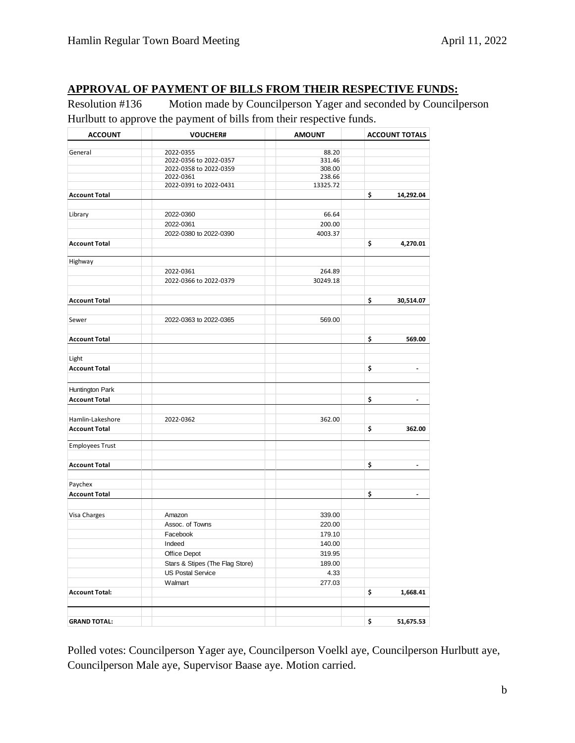## APPROVAL OF PAYMENT OF BILLS FROM THEIR RESPECTIVE FUNDS:

Resolution #136 Motion made by Councilperson Yager and seconded by Councilperson Hurlbutt to approve the payment of bills from their respective funds.

| ACCOUNT | VOUCHER# | AMOUNT | ACCOUNT TOTALS |
|---|---|---|---|
| General | 2022-0355 | 88.20 | |
| | 2022-0356 to 2022-0357 | 331.46 | |
| | 2022-0358 to 2022-0359 | 308.00 | |
| | 2022-0361 | 238.66 | |
| | 2022-0391 to 2022-0431 | 13325.72 | |
| **Account Total** | | | **$ 14,292.04** |
| Library | 2022-0360 | 66.64 | |
| | 2022-0361 | 200.00 | |
| | 2022-0380 to 2022-0390 | 4003.37 | |
| **Account Total** | | | **$ 4,270.01** |
| Highway | | | |
| | 2022-0361 | 264.89 | |
| | 2022-0366 to 2022-0379 | 30249.18 | |
| **Account Total** | | | **$ 30,514.07** |
| Sewer | 2022-0363 to 2022-0365 | 569.00 | |
| **Account Total** | | | **$ 569.00** |
| Light | | | |
| **Account Total** | | | **$ -** |
| Huntington Park | | | |
| **Account Total** | | | **$ -** |
| Hamlin-Lakeshore | 2022-0362 | 362.00 | |
| **Account Total** | | | **$ 362.00** |
| Employees Trust | | | |
| **Account Total** | | | **$ -** |
| Paychex | | | |
| **Account Total** | | | **$ -** |
| Visa Charges | Amazon | 339.00 | |
| | Assoc. of Towns | 220.00 | |
| | Facebook | 179.10 | |
| | Indeed | 140.00 | |
| | Office Depot | 319.95 | |
| | Stars & Stipes (The Flag Store) | 189.00 | |
| | US Postal Service | 4.33 | |
| | Walmart | 277.03 | |
| **Account Total:** | | | **$ 1,668.41** |
| **GRAND TOTAL:** | | | **$ 51,675.53** |

Polled votes: Councilperson Yager aye, Councilperson Voelkl aye, Councilperson Hurlbutt aye, Councilperson Male aye, Supervisor Baase aye. Motion carried.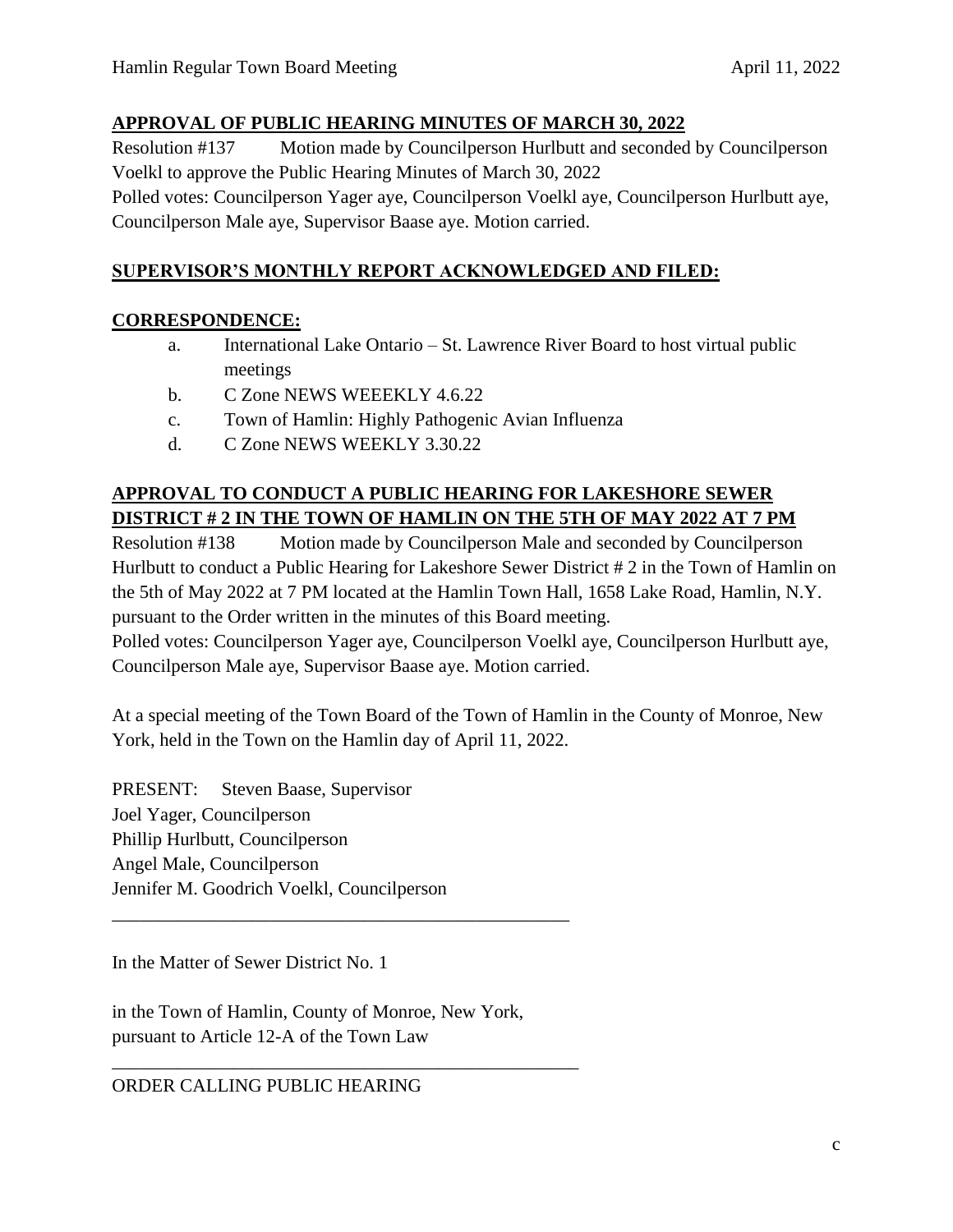**APPROVAL OF PUBLIC HEARING MINUTES OF MARCH 30, 2022**

Resolution #137 Motion made by Councilperson Hurlbutt and seconded by Councilperson Voelkl to approve the Public Hearing Minutes of March 30, 2022

Polled votes: Councilperson Yager aye, Councilperson Voelkl aye, Councilperson Hurlbutt aye, Councilperson Male aye, Supervisor Baase aye. Motion carried.

**SUPERVISOR'S MONTHLY REPORT ACKNOWLEDGED AND FILED:**

**CORRESPONDENCE:**

a. International Lake Ontario – St. Lawrence River Board to host virtual public meetings
b. C Zone NEWS WEEEKLY 4.6.22
c. Town of Hamlin: Highly Pathogenic Avian Influenza
d. C Zone NEWS WEEKLY 3.30.22

**APPROVAL TO CONDUCT A PUBLIC HEARING FOR LAKESHORE SEWER DISTRICT # 2 IN THE TOWN OF HAMLIN ON THE 5TH OF MAY 2022 AT 7 PM**

Resolution #138 Motion made by Councilperson Male and seconded by Councilperson Hurlbutt to conduct a Public Hearing for Lakeshore Sewer District # 2 in the Town of Hamlin on the 5th of May 2022 at 7 PM located at the Hamlin Town Hall, 1658 Lake Road, Hamlin, N.Y. pursuant to the Order written in the minutes of this Board meeting.

Polled votes: Councilperson Yager aye, Councilperson Voelkl aye, Councilperson Hurlbutt aye, Councilperson Male aye, Supervisor Baase aye. Motion carried.

At a special meeting of the Town Board of the Town of Hamlin in the County of Monroe, New York, held in the Town on the Hamlin day of April 11, 2022.

PRESENT: Steven Baase, Supervisor
Joel Yager, Councilperson
Phillip Hurlbutt, Councilperson
Angel Male, Councilperson
Jennifer M. Goodrich Voelkl, Councilperson

---

In the Matter of Sewer District No. 1

in the Town of Hamlin, County of Monroe, New York,
pursuant to Article 12-A of the Town Law

---

ORDER CALLING PUBLIC HEARING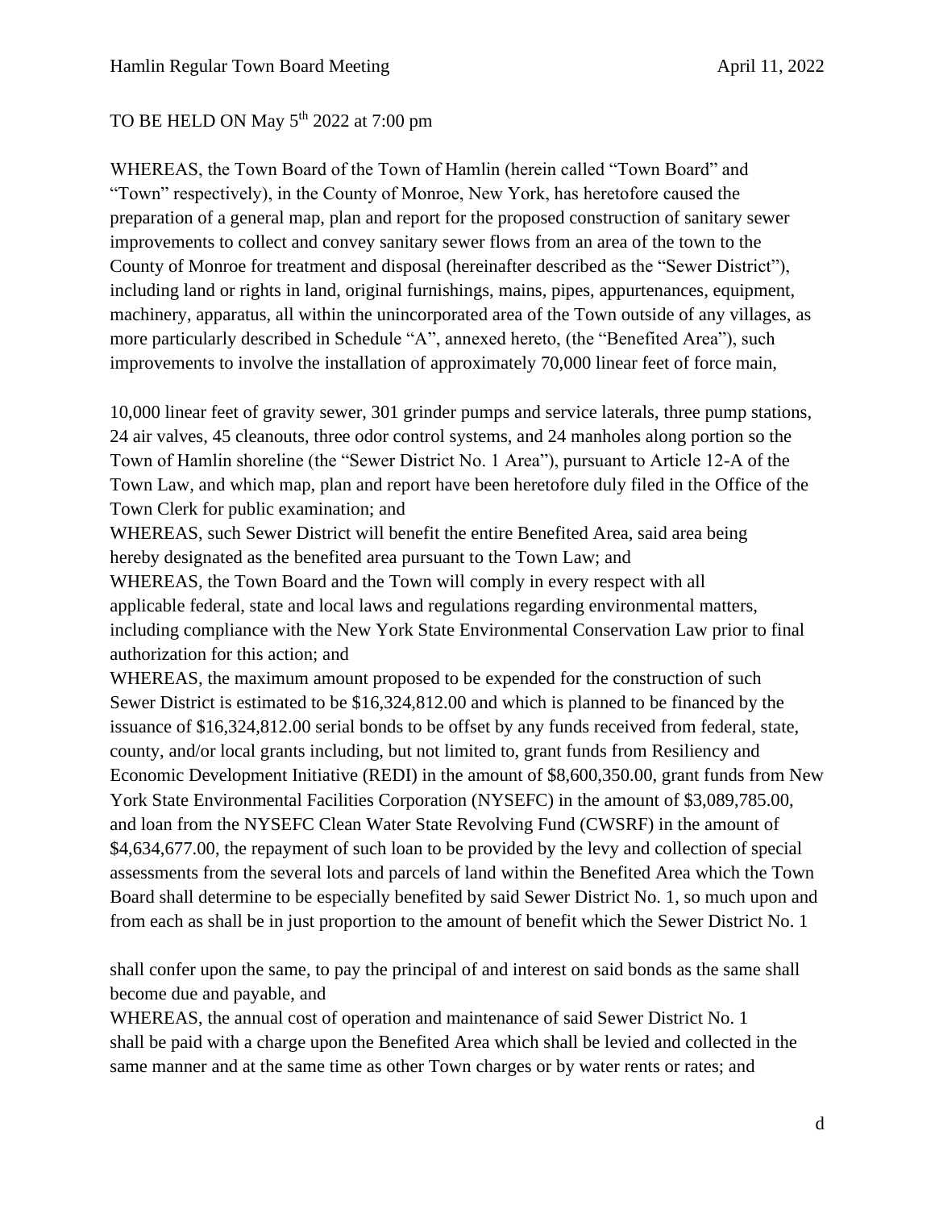TO BE HELD ON May 5th 2022 at 7:00 pm

WHEREAS, the Town Board of the Town of Hamlin (herein called "Town Board" and "Town" respectively), in the County of Monroe, New York, has heretofore caused the preparation of a general map, plan and report for the proposed construction of sanitary sewer improvements to collect and convey sanitary sewer flows from an area of the town to the County of Monroe for treatment and disposal (hereinafter described as the "Sewer District"), including land or rights in land, original furnishings, mains, pipes, appurtenances, equipment, machinery, apparatus, all within the unincorporated area of the Town outside of any villages, as more particularly described in Schedule "A", annexed hereto, (the "Benefited Area"), such improvements to involve the installation of approximately 70,000 linear feet of force main,

10,000 linear feet of gravity sewer, 301 grinder pumps and service laterals, three pump stations, 24 air valves, 45 cleanouts, three odor control systems, and 24 manholes along portion so the Town of Hamlin shoreline (the "Sewer District No. 1 Area"), pursuant to Article 12-A of the Town Law, and which map, plan and report have been heretofore duly filed in the Office of the Town Clerk for public examination; and

WHEREAS, such Sewer District will benefit the entire Benefited Area, said area being hereby designated as the benefited area pursuant to the Town Law; and

WHEREAS, the Town Board and the Town will comply in every respect with all applicable federal, state and local laws and regulations regarding environmental matters, including compliance with the New York State Environmental Conservation Law prior to final authorization for this action; and

WHEREAS, the maximum amount proposed to be expended for the construction of such Sewer District is estimated to be $16,324,812.00 and which is planned to be financed by the issuance of $16,324,812.00 serial bonds to be offset by any funds received from federal, state, county, and/or local grants including, but not limited to, grant funds from Resiliency and Economic Development Initiative (REDI) in the amount of $8,600,350.00, grant funds from New York State Environmental Facilities Corporation (NYSEFC) in the amount of $3,089,785.00, and loan from the NYSEFC Clean Water State Revolving Fund (CWSRF) in the amount of $4,634,677.00, the repayment of such loan to be provided by the levy and collection of special assessments from the several lots and parcels of land within the Benefited Area which the Town Board shall determine to be especially benefited by said Sewer District No. 1, so much upon and from each as shall be in just proportion to the amount of benefit which the Sewer District No. 1

shall confer upon the same, to pay the principal of and interest on said bonds as the same shall become due and payable, and

WHEREAS, the annual cost of operation and maintenance of said Sewer District No. 1 shall be paid with a charge upon the Benefited Area which shall be levied and collected in the same manner and at the same time as other Town charges or by water rents or rates; and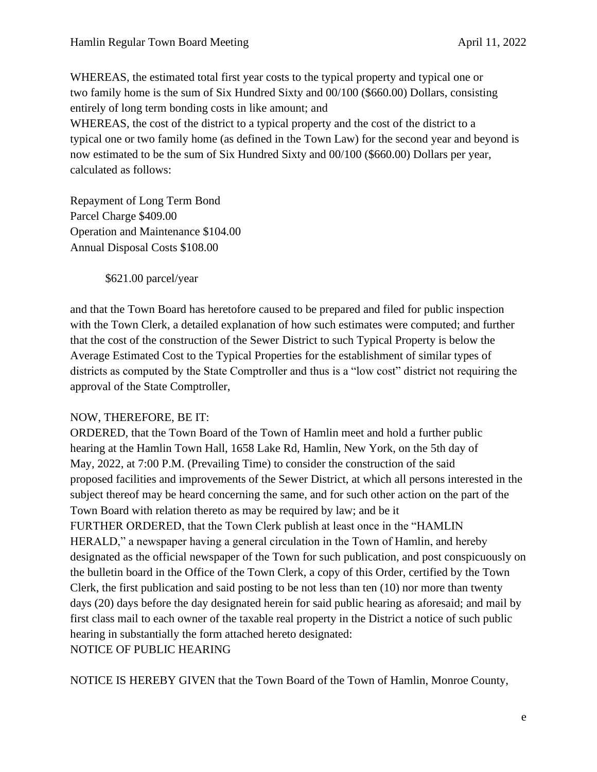WHEREAS, the estimated total first year costs to the typical property and typical one or two family home is the sum of Six Hundred Sixty and 00/100 ($660.00) Dollars, consisting entirely of long term bonding costs in like amount; and

WHEREAS, the cost of the district to a typical property and the cost of the district to a typical one or two family home (as defined in the Town Law) for the second year and beyond is now estimated to be the sum of Six Hundred Sixty and 00/100 ($660.00) Dollars per year, calculated as follows:

Repayment of Long Term Bond
Parcel Charge $409.00
Operation and Maintenance $104.00
Annual Disposal Costs $108.00

$621.00 parcel/year

and that the Town Board has heretofore caused to be prepared and filed for public inspection with the Town Clerk, a detailed explanation of how such estimates were computed; and further that the cost of the construction of the Sewer District to such Typical Property is below the Average Estimated Cost to the Typical Properties for the establishment of similar types of districts as computed by the State Comptroller and thus is a "low cost" district not requiring the approval of the State Comptroller,

NOW, THEREFORE, BE IT:

ORDERED, that the Town Board of the Town of Hamlin meet and hold a further public hearing at the Hamlin Town Hall, 1658 Lake Rd, Hamlin, New York, on the 5th day of May, 2022, at 7:00 P.M. (Prevailing Time) to consider the construction of the said proposed facilities and improvements of the Sewer District, at which all persons interested in the subject thereof may be heard concerning the same, and for such other action on the part of the Town Board with relation thereto as may be required by law; and be it

FURTHER ORDERED, that the Town Clerk publish at least once in the "HAMLIN HERALD," a newspaper having a general circulation in the Town of Hamlin, and hereby designated as the official newspaper of the Town for such publication, and post conspicuously on the bulletin board in the Office of the Town Clerk, a copy of this Order, certified by the Town Clerk, the first publication and said posting to be not less than ten (10) nor more than twenty days (20) days before the day designated herein for said public hearing as aforesaid; and mail by first class mail to each owner of the taxable real property in the District a notice of such public hearing in substantially the form attached hereto designated:

NOTICE OF PUBLIC HEARING

NOTICE IS HEREBY GIVEN that the Town Board of the Town of Hamlin, Monroe County,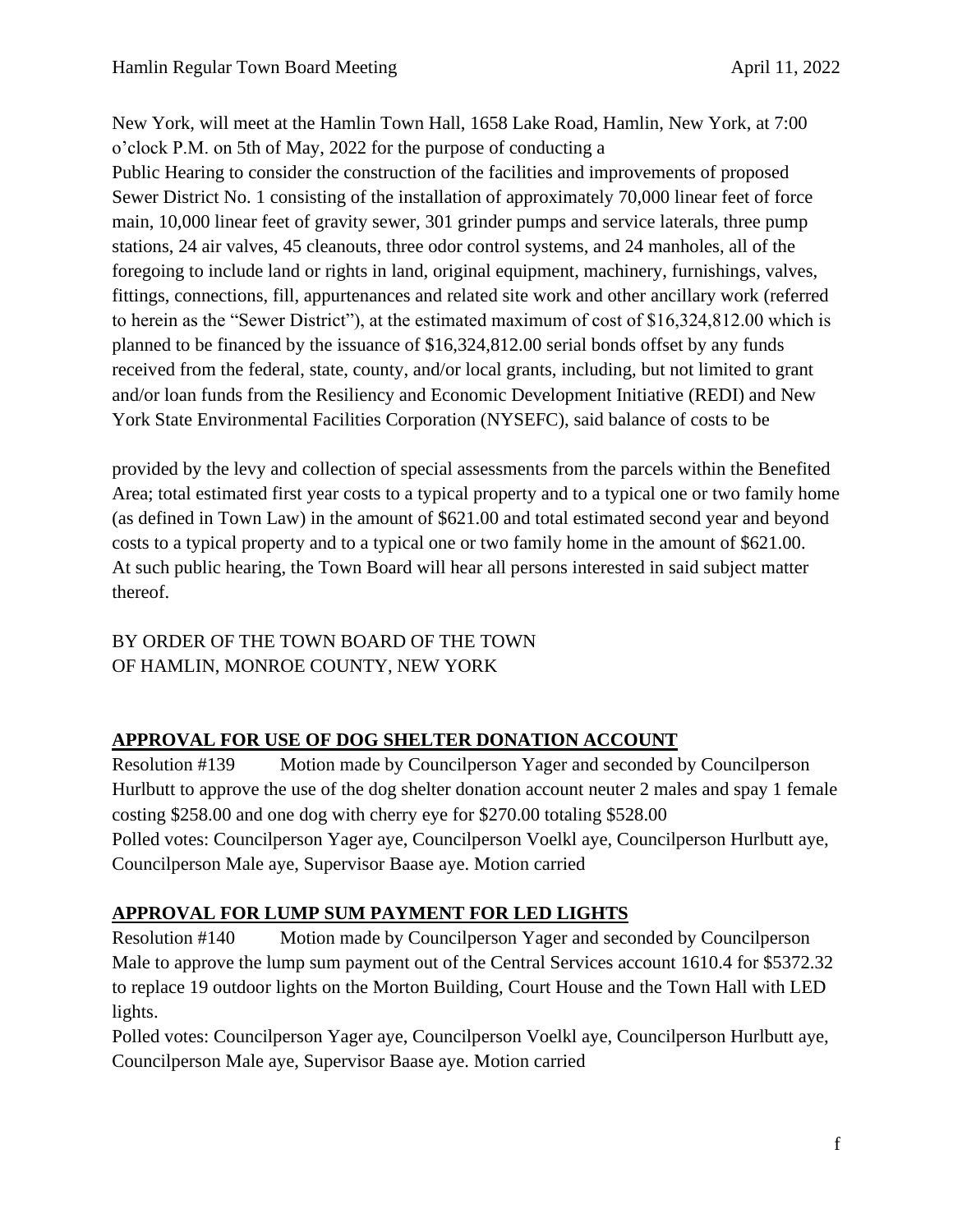New York, will meet at the Hamlin Town Hall, 1658 Lake Road, Hamlin, New York, at 7:00 o'clock P.M. on 5th of May, 2022 for the purpose of conducting a
Public Hearing to consider the construction of the facilities and improvements of proposed Sewer District No. 1 consisting of the installation of approximately 70,000 linear feet of force main, 10,000 linear feet of gravity sewer, 301 grinder pumps and service laterals, three pump stations, 24 air valves, 45 cleanouts, three odor control systems, and 24 manholes, all of the foregoing to include land or rights in land, original equipment, machinery, furnishings, valves, fittings, connections, fill, appurtenances and related site work and other ancillary work (referred to herein as the "Sewer District"), at the estimated maximum of cost of $16,324,812.00 which is planned to be financed by the issuance of $16,324,812.00 serial bonds offset by any funds received from the federal, state, county, and/or local grants, including, but not limited to grant and/or loan funds from the Resiliency and Economic Development Initiative (REDI) and New York State Environmental Facilities Corporation (NYSEFC), said balance of costs to be

provided by the levy and collection of special assessments from the parcels within the Benefited Area; total estimated first year costs to a typical property and to a typical one or two family home (as defined in Town Law) in the amount of $621.00 and total estimated second year and beyond costs to a typical property and to a typical one or two family home in the amount of $621.00.
At such public hearing, the Town Board will hear all persons interested in said subject matter thereof.

BY ORDER OF THE TOWN BOARD OF THE TOWN
OF HAMLIN, MONROE COUNTY, NEW YORK

## APPROVAL FOR USE OF DOG SHELTER DONATION ACCOUNT

Resolution #139 Motion made by Councilperson Yager and seconded by Councilperson Hurlbutt to approve the use of the dog shelter donation account neuter 2 males and spay 1 female costing $258.00 and one dog with cherry eye for $270.00 totaling $528.00
Polled votes: Councilperson Yager aye, Councilperson Voelkl aye, Councilperson Hurlbutt aye, Councilperson Male aye, Supervisor Baase aye. Motion carried

## APPROVAL FOR LUMP SUM PAYMENT FOR LED LIGHTS

Resolution #140 Motion made by Councilperson Yager and seconded by Councilperson Male to approve the lump sum payment out of the Central Services account 1610.4 for $5372.32 to replace 19 outdoor lights on the Morton Building, Court House and the Town Hall with LED lights.
Polled votes: Councilperson Yager aye, Councilperson Voelkl aye, Councilperson Hurlbutt aye, Councilperson Male aye, Supervisor Baase aye. Motion carried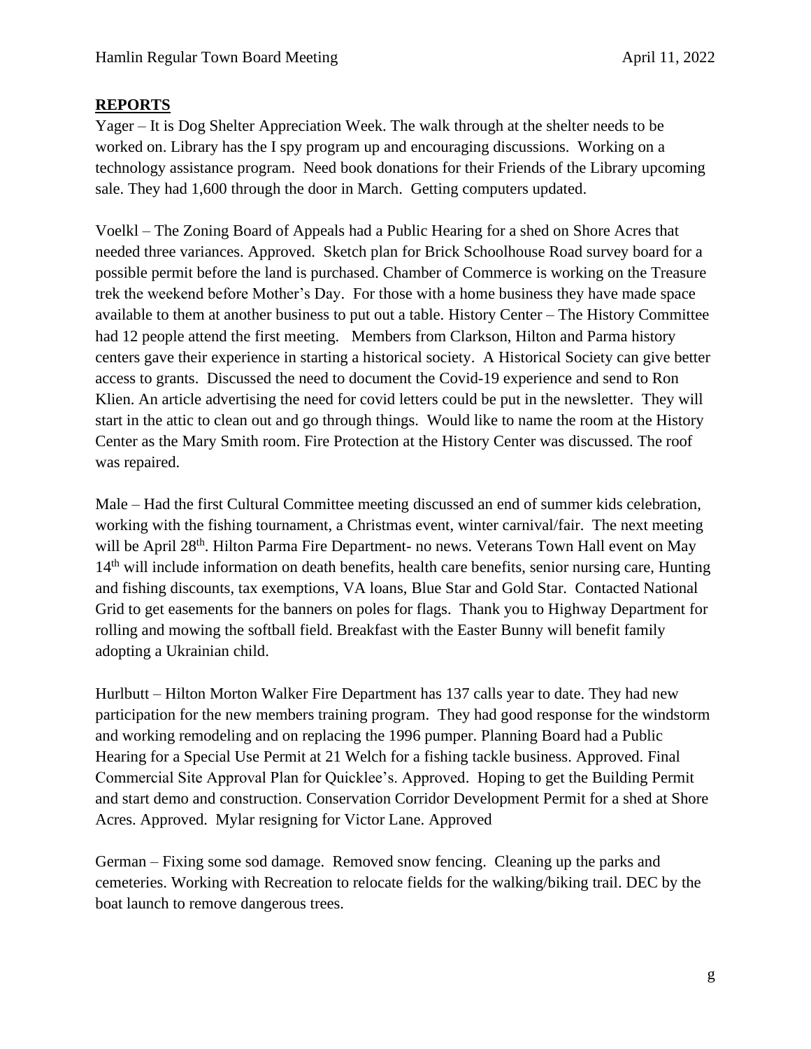## REPORTS

Yager – It is Dog Shelter Appreciation Week. The walk through at the shelter needs to be worked on. Library has the I spy program up and encouraging discussions. Working on a technology assistance program. Need book donations for their Friends of the Library upcoming sale. They had 1,600 through the door in March. Getting computers updated.

Voelkl – The Zoning Board of Appeals had a Public Hearing for a shed on Shore Acres that needed three variances. Approved. Sketch plan for Brick Schoolhouse Road survey board for a possible permit before the land is purchased. Chamber of Commerce is working on the Treasure trek the weekend before Mother's Day. For those with a home business they have made space available to them at another business to put out a table. History Center – The History Committee had 12 people attend the first meeting. Members from Clarkson, Hilton and Parma history centers gave their experience in starting a historical society. A Historical Society can give better access to grants. Discussed the need to document the Covid-19 experience and send to Ron Klien. An article advertising the need for covid letters could be put in the newsletter. They will start in the attic to clean out and go through things. Would like to name the room at the History Center as the Mary Smith room. Fire Protection at the History Center was discussed. The roof was repaired.

Male – Had the first Cultural Committee meeting discussed an end of summer kids celebration, working with the fishing tournament, a Christmas event, winter carnival/fair. The next meeting will be April 28th. Hilton Parma Fire Department- no news. Veterans Town Hall event on May 14th will include information on death benefits, health care benefits, senior nursing care, Hunting and fishing discounts, tax exemptions, VA loans, Blue Star and Gold Star. Contacted National Grid to get easements for the banners on poles for flags. Thank you to Highway Department for rolling and mowing the softball field. Breakfast with the Easter Bunny will benefit family adopting a Ukrainian child.

Hurlbutt – Hilton Morton Walker Fire Department has 137 calls year to date. They had new participation for the new members training program. They had good response for the windstorm and working remodeling and on replacing the 1996 pumper. Planning Board had a Public Hearing for a Special Use Permit at 21 Welch for a fishing tackle business. Approved. Final Commercial Site Approval Plan for Quicklee's. Approved. Hoping to get the Building Permit and start demo and construction. Conservation Corridor Development Permit for a shed at Shore Acres. Approved. Mylar resigning for Victor Lane. Approved

German – Fixing some sod damage. Removed snow fencing. Cleaning up the parks and cemeteries. Working with Recreation to relocate fields for the walking/biking trail. DEC by the boat launch to remove dangerous trees.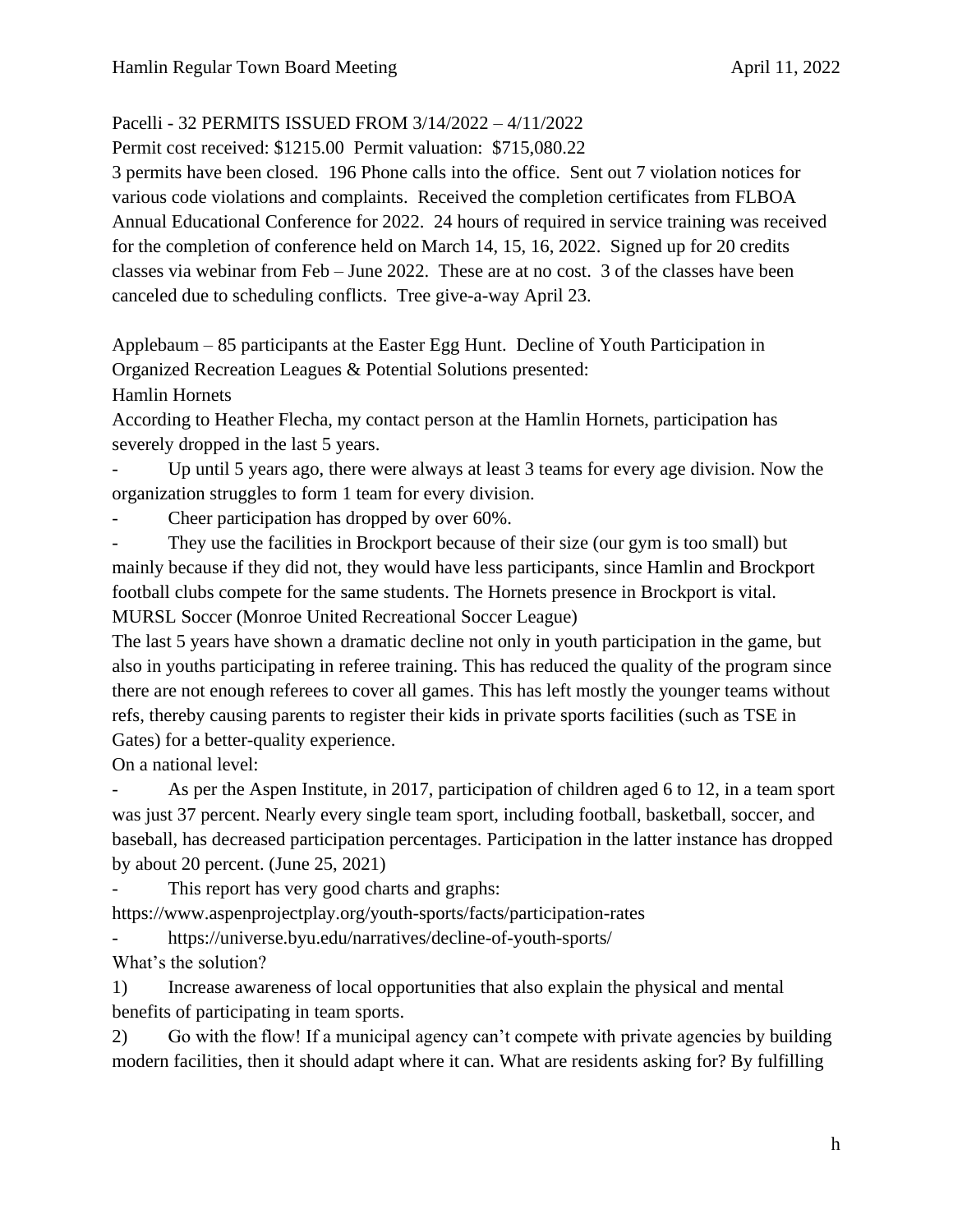Pacelli - 32 PERMITS ISSUED FROM 3/14/2022 – 4/11/2022

Permit cost received: $1215.00  Permit valuation:  $715,080.22

3 permits have been closed.  196 Phone calls into the office.  Sent out 7 violation notices for various code violations and complaints.  Received the completion certificates from FLBOA Annual Educational Conference for 2022.  24 hours of required in service training was received for the completion of conference held on March 14, 15, 16, 2022.  Signed up for 20 credits classes via webinar from Feb – June 2022.  These are at no cost.  3 of the classes have been canceled due to scheduling conflicts.  Tree give-a-way April 23.

Applebaum – 85 participants at the Easter Egg Hunt.  Decline of Youth Participation in Organized Recreation Leagues & Potential Solutions presented:

Hamlin Hornets

According to Heather Flecha, my contact person at the Hamlin Hornets, participation has severely dropped in the last 5 years.

- Up until 5 years ago, there were always at least 3 teams for every age division. Now the organization struggles to form 1 team for every division.
- Cheer participation has dropped by over 60%.
- They use the facilities in Brockport because of their size (our gym is too small) but mainly because if they did not, they would have less participants, since Hamlin and Brockport football clubs compete for the same students. The Hornets presence in Brockport is vital.

MURSL Soccer (Monroe United Recreational Soccer League)

The last 5 years have shown a dramatic decline not only in youth participation in the game, but also in youths participating in referee training. This has reduced the quality of the program since there are not enough referees to cover all games. This has left mostly the younger teams without refs, thereby causing parents to register their kids in private sports facilities (such as TSE in Gates) for a better-quality experience.

On a national level:

- As per the Aspen Institute, in 2017, participation of children aged 6 to 12, in a team sport was just 37 percent. Nearly every single team sport, including football, basketball, soccer, and baseball, has decreased participation percentages. Participation in the latter instance has dropped by about 20 percent. (June 25, 2021)
- This report has very good charts and graphs:

https://www.aspenprojectplay.org/youth-sports/facts/participation-rates

- https://universe.byu.edu/narratives/decline-of-youth-sports/

What's the solution?

1) Increase awareness of local opportunities that also explain the physical and mental benefits of participating in team sports.
2) Go with the flow! If a municipal agency can't compete with private agencies by building modern facilities, then it should adapt where it can. What are residents asking for? By fulfilling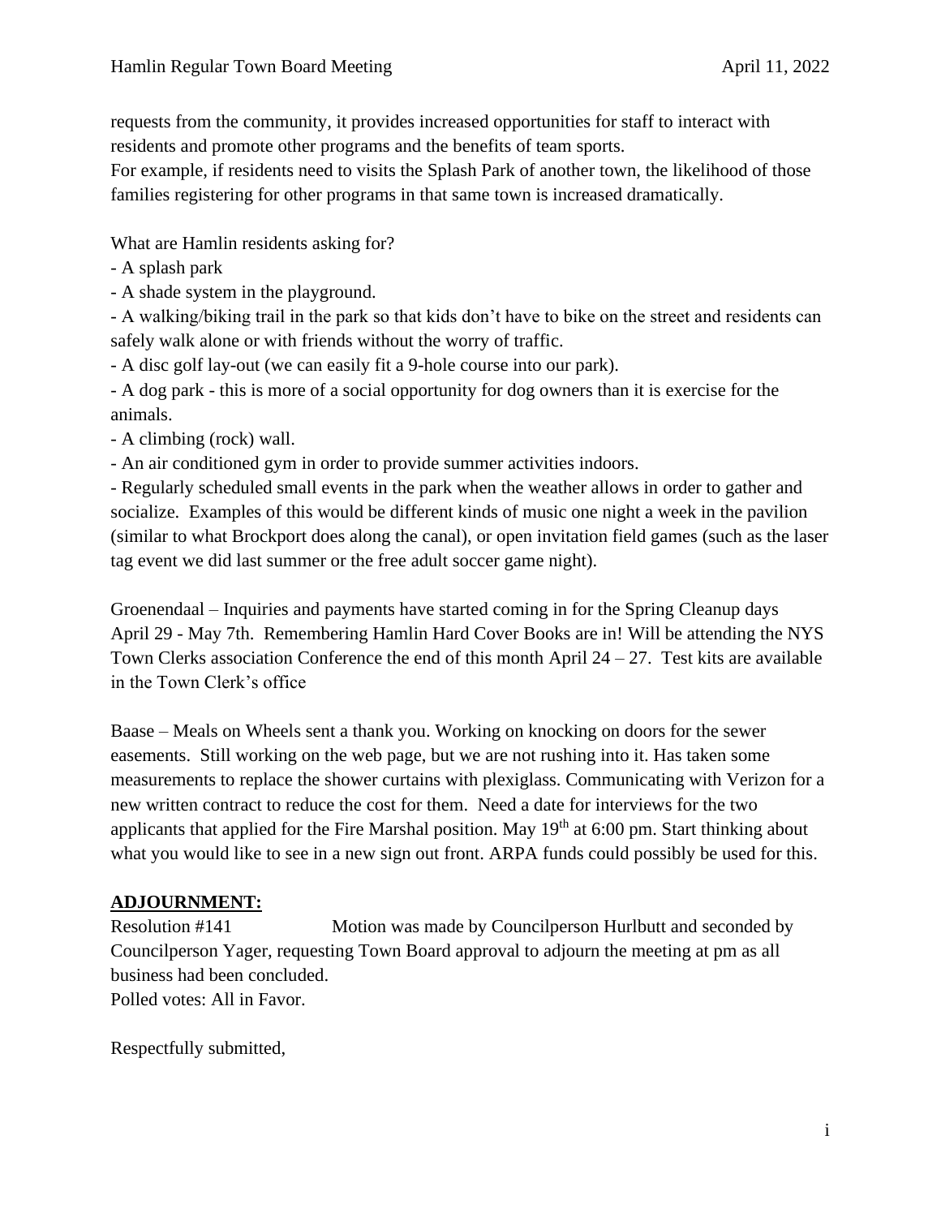requests from the community, it provides increased opportunities for staff to interact with residents and promote other programs and the benefits of team sports.
For example, if residents need to visits the Splash Park of another town, the likelihood of those families registering for other programs in that same town is increased dramatically.

What are Hamlin residents asking for?
- A splash park
- A shade system in the playground.
- A walking/biking trail in the park so that kids don't have to bike on the street and residents can safely walk alone or with friends without the worry of traffic.
- A disc golf lay-out (we can easily fit a 9-hole course into our park).
- A dog park - this is more of a social opportunity for dog owners than it is exercise for the animals.
- A climbing (rock) wall.
- An air conditioned gym in order to provide summer activities indoors.
- Regularly scheduled small events in the park when the weather allows in order to gather and socialize. Examples of this would be different kinds of music one night a week in the pavilion (similar to what Brockport does along the canal), or open invitation field games (such as the laser tag event we did last summer or the free adult soccer game night).

Groenendaal – Inquiries and payments have started coming in for the Spring Cleanup days April 29 - May 7th. Remembering Hamlin Hard Cover Books are in! Will be attending the NYS Town Clerks association Conference the end of this month April 24 – 27. Test kits are available in the Town Clerk's office

Baase – Meals on Wheels sent a thank you. Working on knocking on doors for the sewer easements. Still working on the web page, but we are not rushing into it. Has taken some measurements to replace the shower curtains with plexiglass. Communicating with Verizon for a new written contract to reduce the cost for them. Need a date for interviews for the two applicants that applied for the Fire Marshal position. May 19th at 6:00 pm. Start thinking about what you would like to see in a new sign out front. ARPA funds could possibly be used for this.

**ADJOURNMENT:**

Resolution #141 Motion was made by Councilperson Hurlbutt and seconded by Councilperson Yager, requesting Town Board approval to adjourn the meeting at pm as all business had been concluded.
Polled votes: All in Favor.

Respectfully submitted,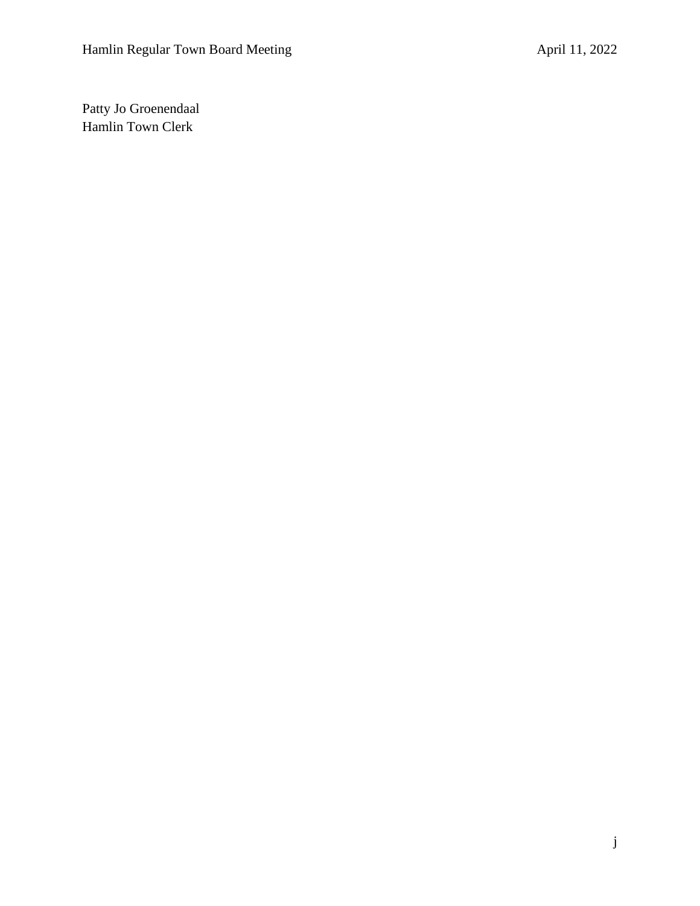Patty Jo Groenendaal
Hamlin Town Clerk